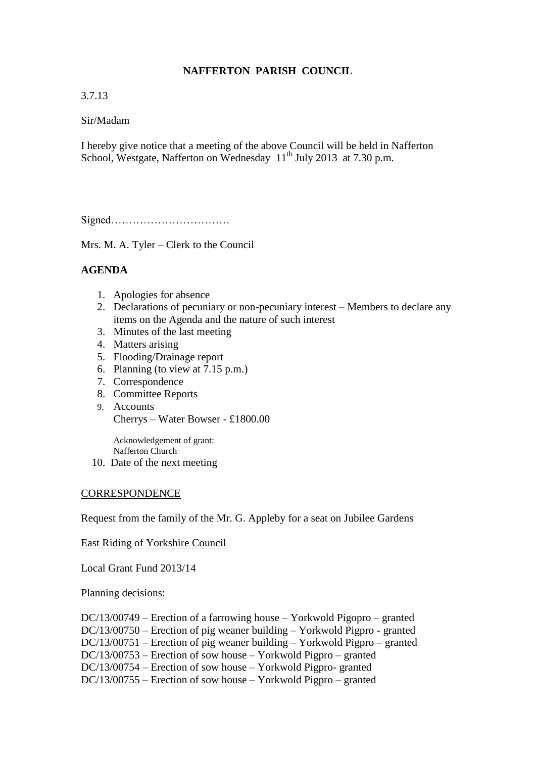# NAFFERTON PARISH COUNCIL

3.7.13

Sir/Madam

I hereby give notice that a meeting of the above Council will be held in Nafferton School, Westgate, Nafferton on Wednesday 11th July 2013 at 7.30 p.m.

Signed……………………………

Mrs. M. A. Tyler – Clerk to the Council

**AGENDA**

1. Apologies for absence
2. Declarations of pecuniary or non-pecuniary interest – Members to declare any items on the Agenda and the nature of such interest
3. Minutes of the last meeting
4. Matters arising
5. Flooding/Drainage report
6. Planning (to view at 7.15 p.m.)
7. Correspondence
8. Committee Reports
9. Accounts
   Cherrys – Water Bowser - £1800.00

   Acknowledgement of grant:
   Nafferton Church
10. Date of the next meeting

CORRESPONDENCE

Request from the family of the Mr. G. Appleby for a seat on Jubilee Gardens

East Riding of Yorkshire Council

Local Grant Fund 2013/14

Planning decisions:

DC/13/00749 – Erection of a farrowing house – Yorkwold Pigopro – granted
DC/13/00750 – Erection of pig weaner building – Yorkwold Pigpro - granted
DC/13/00751 – Erection of pig weaner building – Yorkwold Pigpro – granted
DC/13/00753 – Erection of sow house – Yorkwold Pigpro – granted
DC/13/00754 – Erection of sow house – Yorkwold Pigpro- granted
DC/13/00755 – Erection of sow house – Yorkwold Pigpro – granted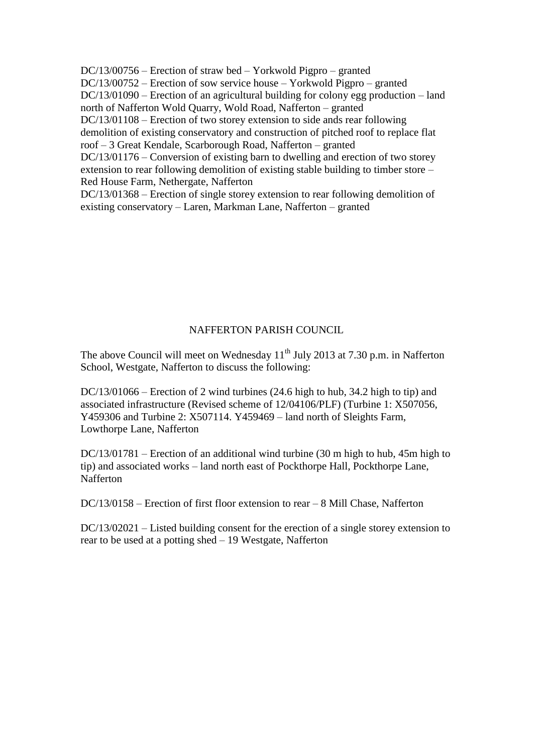DC/13/00756 – Erection of straw bed – Yorkwold Pigpro – granted
DC/13/00752 – Erection of sow service house – Yorkwold Pigpro – granted
DC/13/01090 – Erection of an agricultural building for colony egg production – land north of Nafferton Wold Quarry, Wold Road, Nafferton – granted
DC/13/01108 – Erection of two storey extension to side ands rear following demolition of existing conservatory and construction of pitched roof to replace flat roof – 3 Great Kendale, Scarborough Road, Nafferton – granted
DC/13/01176 – Conversion of existing barn to dwelling and erection of two storey extension to rear following demolition of existing stable building to timber store – Red House Farm, Nethergate, Nafferton
DC/13/01368 – Erection of single storey extension to rear following demolition of existing conservatory – Laren, Markman Lane, Nafferton – granted

## NAFFERTON PARISH COUNCIL

The above Council will meet on Wednesday 11th July 2013 at 7.30 p.m. in Nafferton School, Westgate, Nafferton to discuss the following:

DC/13/01066 – Erection of 2 wind turbines (24.6 high to hub, 34.2 high to tip) and associated infrastructure (Revised scheme of 12/04106/PLF) (Turbine 1: X507056, Y459306 and Turbine 2: X507114. Y459469 – land north of Sleights Farm, Lowthorpe Lane, Nafferton

DC/13/01781 – Erection of an additional wind turbine (30 m high to hub, 45m high to tip) and associated works – land north east of Pockthorpe Hall, Pockthorpe Lane, Nafferton

DC/13/0158 – Erection of first floor extension to rear – 8 Mill Chase, Nafferton

DC/13/02021 – Listed building consent for the erection of a single storey extension to rear to be used at a potting shed – 19 Westgate, Nafferton